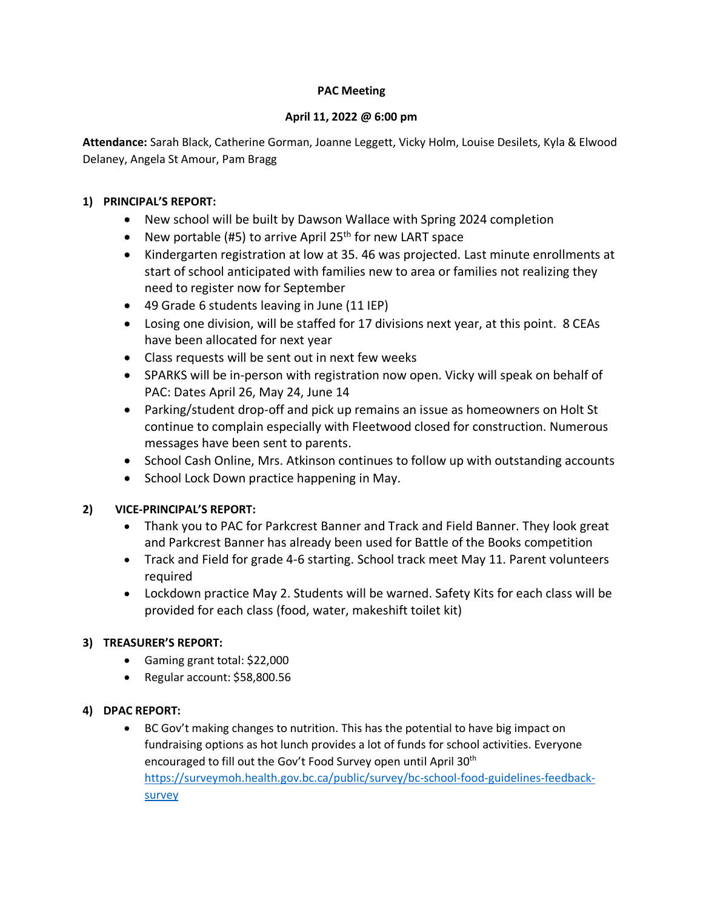**PAC Meeting**

**April 11, 2022 @ 6:00 pm**

**Attendance:** Sarah Black, Catherine Gorman, Joanne Leggett, Vicky Holm, Louise Desilets, Kyla & Elwood Delaney, Angela St Amour, Pam Bragg

1) **PRINCIPAL'S REPORT:**
   - New school will be built by Dawson Wallace with Spring 2024 completion
   - New portable (#5) to arrive April 25th for new LART space
   - Kindergarten registration at low at 35. 46 was projected. Last minute enrollments at start of school anticipated with families new to area or families not realizing they need to register now for September
   - 49 Grade 6 students leaving in June (11 IEP)
   - Losing one division, will be staffed for 17 divisions next year, at this point. 8 CEAs have been allocated for next year
   - Class requests will be sent out in next few weeks
   - SPARKS will be in-person with registration now open. Vicky will speak on behalf of PAC: Dates April 26, May 24, June 14
   - Parking/student drop-off and pick up remains an issue as homeowners on Holt St continue to complain especially with Fleetwood closed for construction. Numerous messages have been sent to parents.
   - School Cash Online, Mrs. Atkinson continues to follow up with outstanding accounts
   - School Lock Down practice happening in May.

2) **VICE-PRINCIPAL'S REPORT:**
   - Thank you to PAC for Parkcrest Banner and Track and Field Banner. They look great and Parkcrest Banner has already been used for Battle of the Books competition
   - Track and Field for grade 4-6 starting. School track meet May 11. Parent volunteers required
   - Lockdown practice May 2. Students will be warned. Safety Kits for each class will be provided for each class (food, water, makeshift toilet kit)

3) **TREASURER'S REPORT:**
   - Gaming grant total: $22,000
   - Regular account: $58,800.56

4) **DPAC REPORT:**
   - BC Gov't making changes to nutrition. This has the potential to have big impact on fundraising options as hot lunch provides a lot of funds for school activities. Everyone encouraged to fill out the Gov't Food Survey open until April 30th [https://surveymoh.health.gov.bc.ca/public/survey/bc-school-food-guidelines-feedback-survey](https://surveymoh.health.gov.bc.ca/public/survey/bc-school-food-guidelines-feedback-survey)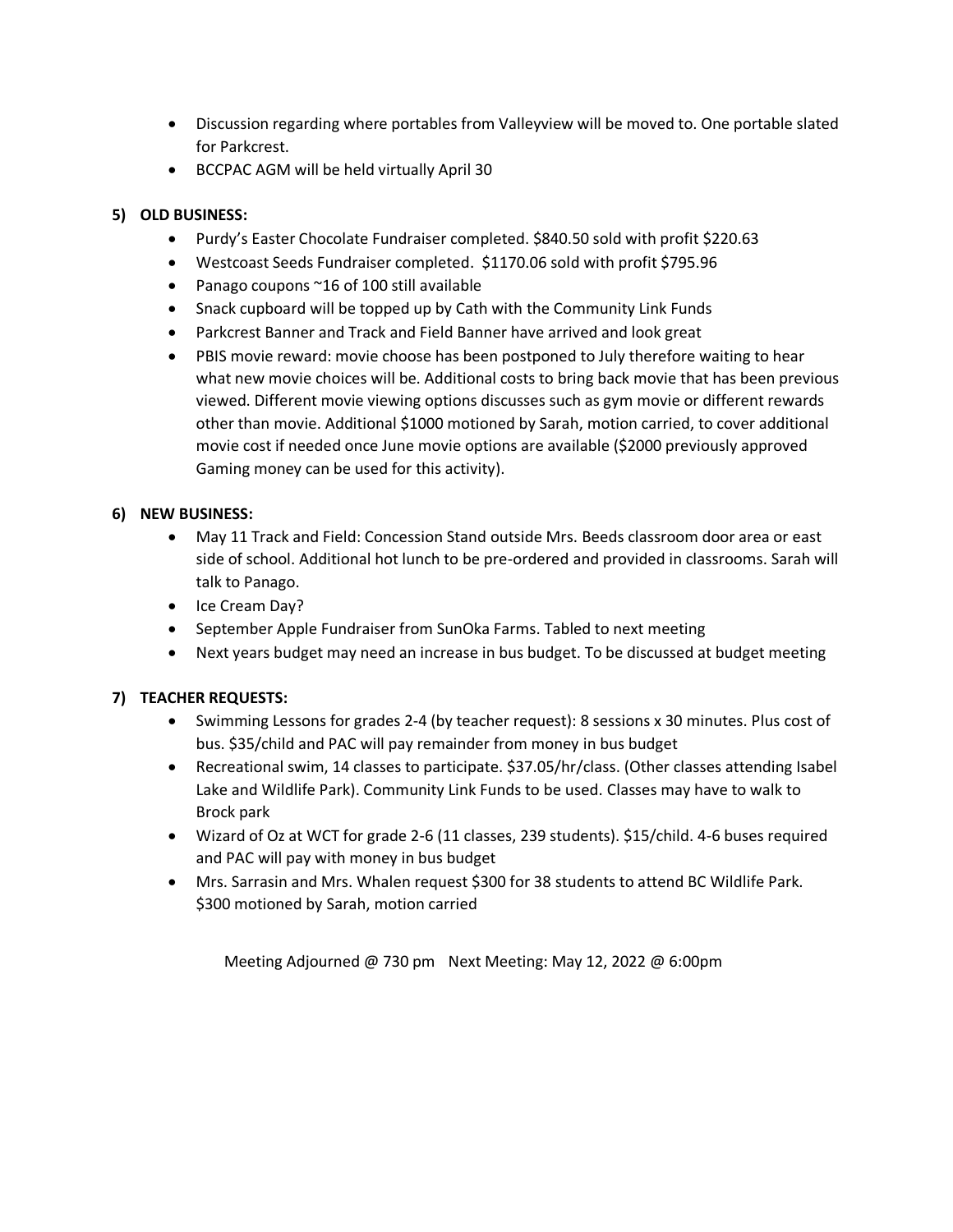- Discussion regarding where portables from Valleyview will be moved to. One portable slated for Parkcrest.
- BCCPAC AGM will be held virtually April 30

**5) OLD BUSINESS:**

- Purdy's Easter Chocolate Fundraiser completed. $840.50 sold with profit $220.63
- Westcoast Seeds Fundraiser completed. $1170.06 sold with profit $795.96
- Panago coupons ~16 of 100 still available
- Snack cupboard will be topped up by Cath with the Community Link Funds
- Parkcrest Banner and Track and Field Banner have arrived and look great
- PBIS movie reward: movie choose has been postponed to July therefore waiting to hear what new movie choices will be. Additional costs to bring back movie that has been previous viewed. Different movie viewing options discusses such as gym movie or different rewards other than movie. Additional $1000 motioned by Sarah, motion carried, to cover additional movie cost if needed once June movie options are available ($2000 previously approved Gaming money can be used for this activity).

**6) NEW BUSINESS:**

- May 11 Track and Field: Concession Stand outside Mrs. Beeds classroom door area or east side of school. Additional hot lunch to be pre-ordered and provided in classrooms. Sarah will talk to Panago.
- Ice Cream Day?
- September Apple Fundraiser from SunOka Farms. Tabled to next meeting
- Next years budget may need an increase in bus budget. To be discussed at budget meeting

**7) TEACHER REQUESTS:**

- Swimming Lessons for grades 2-4 (by teacher request): 8 sessions x 30 minutes. Plus cost of bus. $35/child and PAC will pay remainder from money in bus budget
- Recreational swim, 14 classes to participate. $37.05/hr/class. (Other classes attending Isabel Lake and Wildlife Park). Community Link Funds to be used. Classes may have to walk to Brock park
- Wizard of Oz at WCT for grade 2-6 (11 classes, 239 students). $15/child. 4-6 buses required and PAC will pay with money in bus budget
- Mrs. Sarrasin and Mrs. Whalen request $300 for 38 students to attend BC Wildlife Park. $300 motioned by Sarah, motion carried

Meeting Adjourned @ 730 pm Next Meeting: May 12, 2022 @ 6:00pm